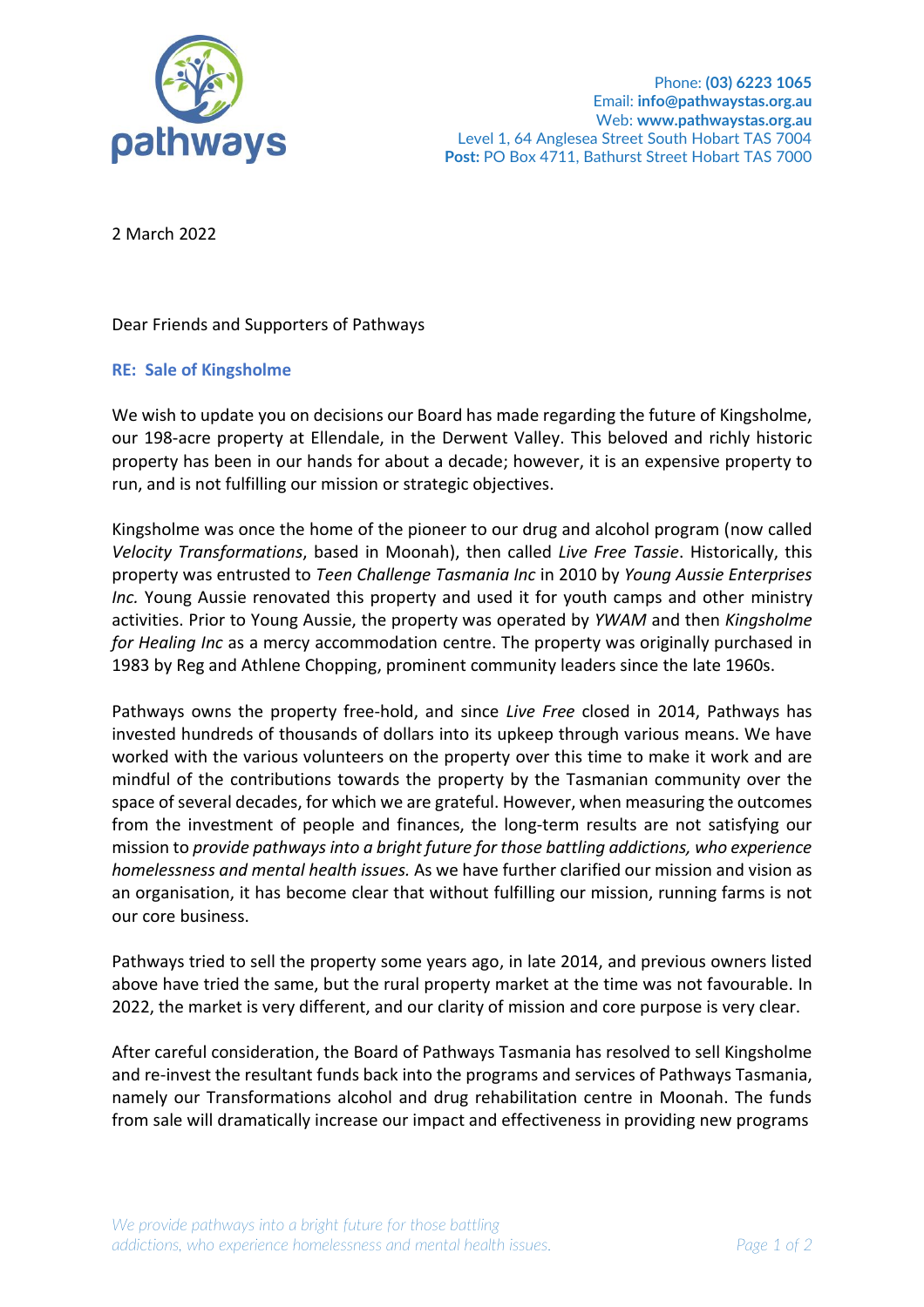pathways

Phone: **(03) 6223 1065**
Email: **info@pathwaystas.org.au**
Web: **www.pathwaystas.org.au**
Level 1, 64 Anglesea Street South Hobart TAS 7004
**Post:** PO Box 4711, Bathurst Street Hobart TAS 7000

2 March 2022

Dear Friends and Supporters of Pathways

**RE: Sale of Kingsholme**

We wish to update you on decisions our Board has made regarding the future of Kingsholme, our 198-acre property at Ellendale, in the Derwent Valley. This beloved and richly historic property has been in our hands for about a decade; however, it is an expensive property to run, and is not fulfilling our mission or strategic objectives.

Kingsholme was once the home of the pioneer to our drug and alcohol program (now called *Velocity Transformations*, based in Moonah), then called *Live Free Tassie*. Historically, this property was entrusted to *Teen Challenge Tasmania Inc* in 2010 by *Young Aussie Enterprises Inc.* Young Aussie renovated this property and used it for youth camps and other ministry activities. Prior to Young Aussie, the property was operated by *YWAM* and then *Kingsholme for Healing Inc* as a mercy accommodation centre. The property was originally purchased in 1983 by Reg and Athlene Chopping, prominent community leaders since the late 1960s.

Pathways owns the property free-hold, and since *Live Free* closed in 2014, Pathways has invested hundreds of thousands of dollars into its upkeep through various means. We have worked with the various volunteers on the property over this time to make it work and are mindful of the contributions towards the property by the Tasmanian community over the space of several decades, for which we are grateful. However, when measuring the outcomes from the investment of people and finances, the long-term results are not satisfying our mission to *provide pathways into a bright future for those battling addictions, who experience homelessness and mental health issues.* As we have further clarified our mission and vision as an organisation, it has become clear that without fulfilling our mission, running farms is not our core business.

Pathways tried to sell the property some years ago, in late 2014, and previous owners listed above have tried the same, but the rural property market at the time was not favourable. In 2022, the market is very different, and our clarity of mission and core purpose is very clear.

After careful consideration, the Board of Pathways Tasmania has resolved to sell Kingsholme and re-invest the resultant funds back into the programs and services of Pathways Tasmania, namely our Transformations alcohol and drug rehabilitation centre in Moonah. The funds from sale will dramatically increase our impact and effectiveness in providing new programs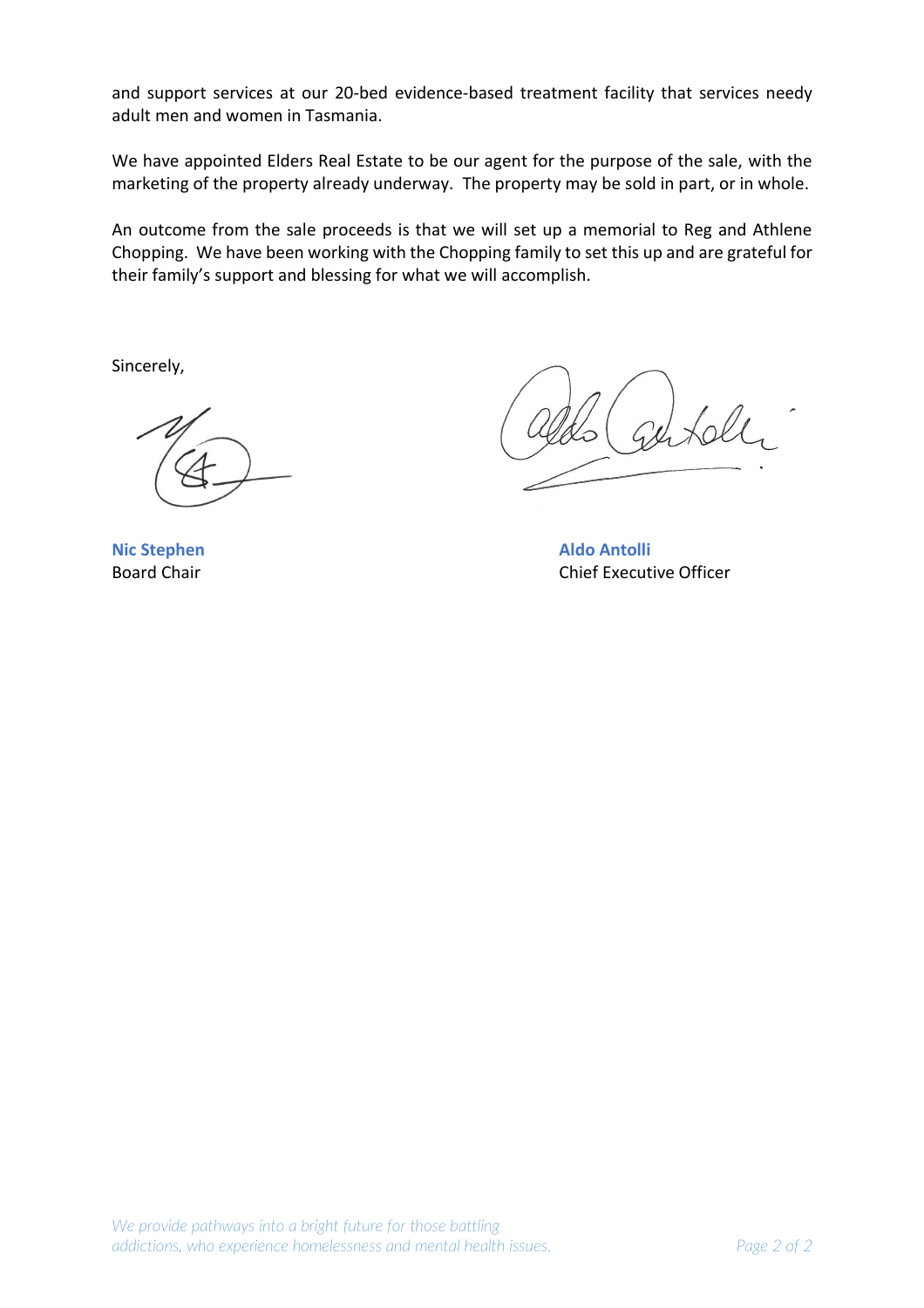and support services at our 20-bed evidence-based treatment facility that services needy adult men and women in Tasmania.

We have appointed Elders Real Estate to be our agent for the purpose of the sale, with the marketing of the property already underway. The property may be sold in part, or in whole.

An outcome from the sale proceeds is that we will set up a memorial to Reg and Athlene Chopping. We have been working with the Chopping family to set this up and are grateful for their family's support and blessing for what we will accomplish.

Sincerely,

**Nic Stephen**
Board Chair

**Aldo Antolli**
Chief Executive Officer

*We provide pathways into a bright future for those battling addictions, who experience homelessness and mental health issues.*